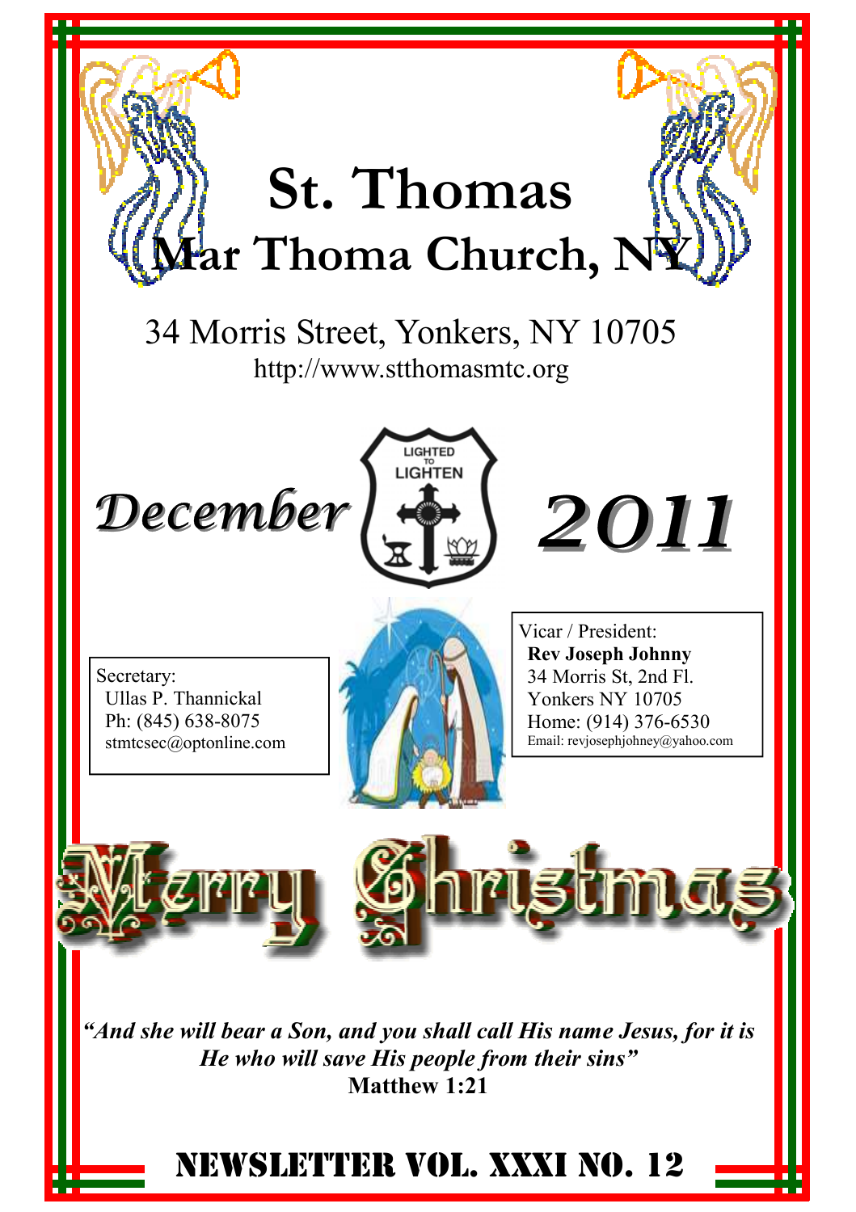# St. Thomas Mar Thoma Church, NY

34 Morris Street, Yonkers, NY 10705
http://www.stthomasmtc.org

LIGHTED TO LIGHTEN

## December 2011

Secretary:
Ullas P. Thannickal
Ph: (845) 638-8075
stmtcsec@optonline.com

Vicar / President:
**Rev Joseph Johnny**
34 Morris St, 2nd Fl.
Yonkers NY 10705
Home: (914) 376-6530
Email: revjosephjohney@yahoo.com

# Merry Christmas

***"And she will bear a Son, and you shall call His name Jesus, for it is He who will save His people from their sins"***
**Matthew 1:21**

## NEWSLETTER VOL. XXXI NO. 12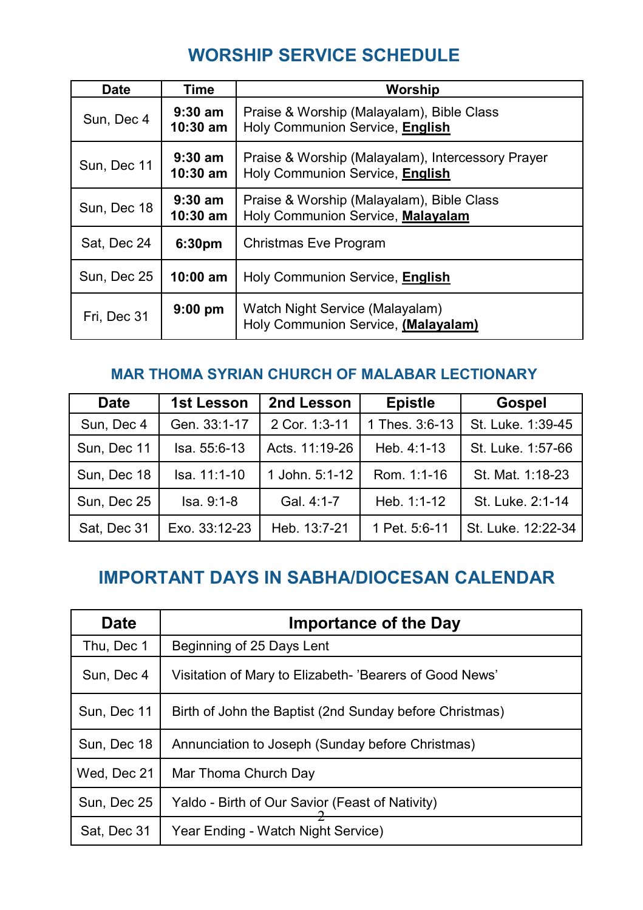## WORSHIP SERVICE SCHEDULE

| Date | Time | Worship |
|---|---|---|
| Sun, Dec 4 | **9:30 am**<br>**10:30 am** | Praise & Worship (Malayalam), Bible Class<br>Holy Communion Service, **English** |
| Sun, Dec 11 | **9:30 am**<br>**10:30 am** | Praise & Worship (Malayalam), Intercessory Prayer<br>Holy Communion Service, **English** |
| Sun, Dec 18 | **9:30 am**<br>**10:30 am** | Praise & Worship (Malayalam), Bible Class<br>Holy Communion Service, **Malayalam** |
| Sat, Dec 24 | **6:30pm** | Christmas Eve Program |
| Sun, Dec 25 | **10:00 am** | Holy Communion Service, **English** |
| Fri, Dec 31 | **9:00 pm** | Watch Night Service (Malayalam)<br>Holy Communion Service, **(Malayalam)** |

### MAR THOMA SYRIAN CHURCH OF MALABAR LECTIONARY

| Date | 1st Lesson | 2nd Lesson | Epistle | Gospel |
|---|---|---|---|---|
| Sun, Dec 4 | Gen. 33:1-17 | 2 Cor. 1:3-11 | 1 Thes. 3:6-13 | St. Luke. 1:39-45 |
| Sun, Dec 11 | Isa. 55:6-13 | Acts. 11:19-26 | Heb. 4:1-13 | St. Luke. 1:57-66 |
| Sun, Dec 18 | Isa. 11:1-10 | 1 John. 5:1-12 | Rom. 1:1-16 | St. Mat. 1:18-23 |
| Sun, Dec 25 | Isa. 9:1-8 | Gal. 4:1-7 | Heb. 1:1-12 | St. Luke. 2:1-14 |
| Sat, Dec 31 | Exo. 33:12-23 | Heb. 13:7-21 | 1 Pet. 5:6-11 | St. Luke. 12:22-34 |

## IMPORTANT DAYS IN SABHA/DIOCESAN CALENDAR

| Date | Importance of the Day |
|---|---|
| Thu, Dec 1 | Beginning of 25 Days Lent |
| Sun, Dec 4 | Visitation of Mary to Elizabeth- 'Bearers of Good News' |
| Sun, Dec 11 | Birth of John the Baptist (2nd Sunday before Christmas) |
| Sun, Dec 18 | Annunciation to Joseph (Sunday before Christmas) |
| Wed, Dec 21 | Mar Thoma Church Day |
| Sun, Dec 25 | Yaldo - Birth of Our Savior (Feast of Nativity) |
| Sat, Dec 31 | Year Ending - Watch Night Service) |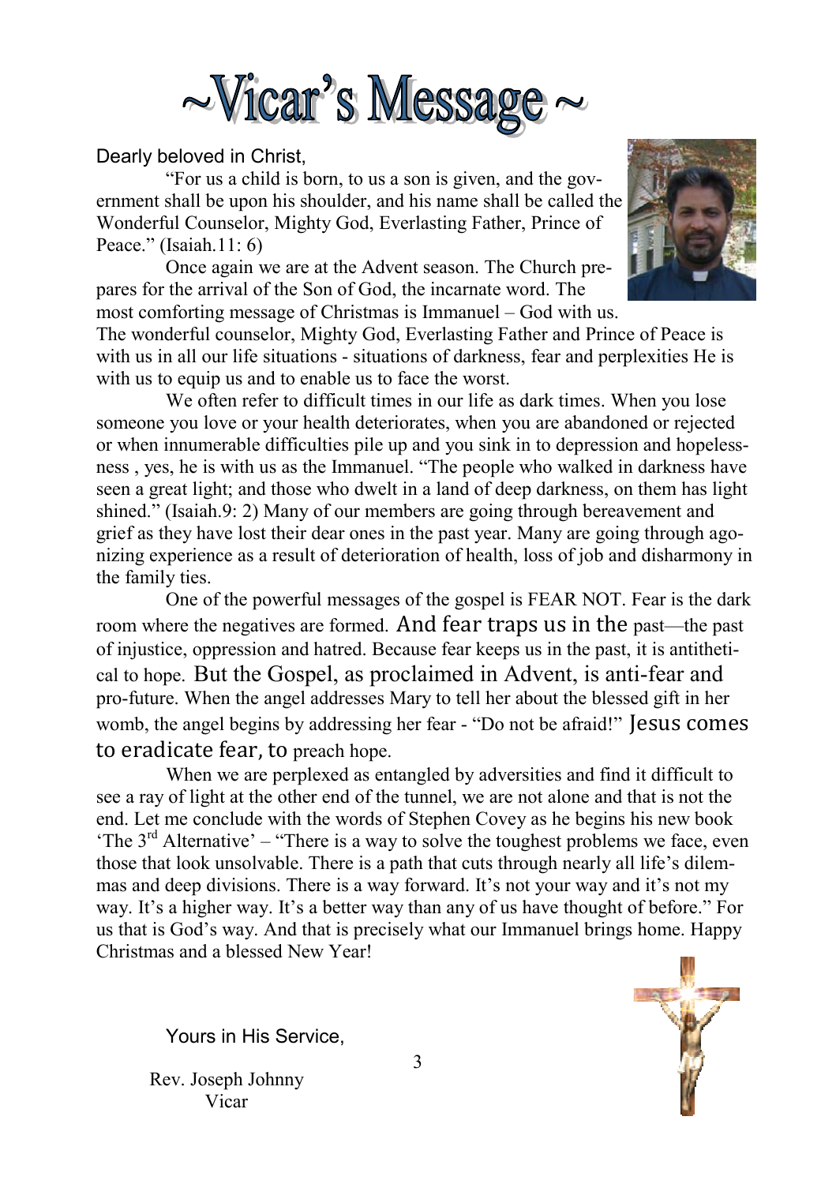# ~Vicar's Message ~

Dearly beloved in Christ,

"For us a child is born, to us a son is given, and the government shall be upon his shoulder, and his name shall be called the Wonderful Counselor, Mighty God, Everlasting Father, Prince of Peace." (Isaiah.11: 6)

Once again we are at the Advent season. The Church prepares for the arrival of the Son of God, the incarnate word. The most comforting message of Christmas is Immanuel – God with us. The wonderful counselor, Mighty God, Everlasting Father and Prince of Peace is with us in all our life situations - situations of darkness, fear and perplexities He is with us to equip us and to enable us to face the worst.

We often refer to difficult times in our life as dark times. When you lose someone you love or your health deteriorates, when you are abandoned or rejected or when innumerable difficulties pile up and you sink in to depression and hopelessness , yes, he is with us as the Immanuel. "The people who walked in darkness have seen a great light; and those who dwelt in a land of deep darkness, on them has light shined." (Isaiah.9: 2) Many of our members are going through bereavement and grief as they have lost their dear ones in the past year. Many are going through agonizing experience as a result of deterioration of health, loss of job and disharmony in the family ties.

One of the powerful messages of the gospel is FEAR NOT. Fear is the dark room where the negatives are formed. And fear traps us in the past—the past of injustice, oppression and hatred. Because fear keeps us in the past, it is antithetical to hope. But the Gospel, as proclaimed in Advent, is anti-fear and pro-future. When the angel addresses Mary to tell her about the blessed gift in her womb, the angel begins by addressing her fear - "Do not be afraid!" Jesus comes to eradicate fear, to preach hope.

When we are perplexed as entangled by adversities and find it difficult to see a ray of light at the other end of the tunnel, we are not alone and that is not the end. Let me conclude with the words of Stephen Covey as he begins his new book 'The 3rd Alternative' – "There is a way to solve the toughest problems we face, even those that look unsolvable. There is a path that cuts through nearly all life's dilemmas and deep divisions. There is a way forward. It's not your way and it's not my way. It's a higher way. It's a better way than any of us have thought of before." For us that is God's way. And that is precisely what our Immanuel brings home. Happy Christmas and a blessed New Year!

Yours in His Service,

Rev. Joseph Johnny
Vicar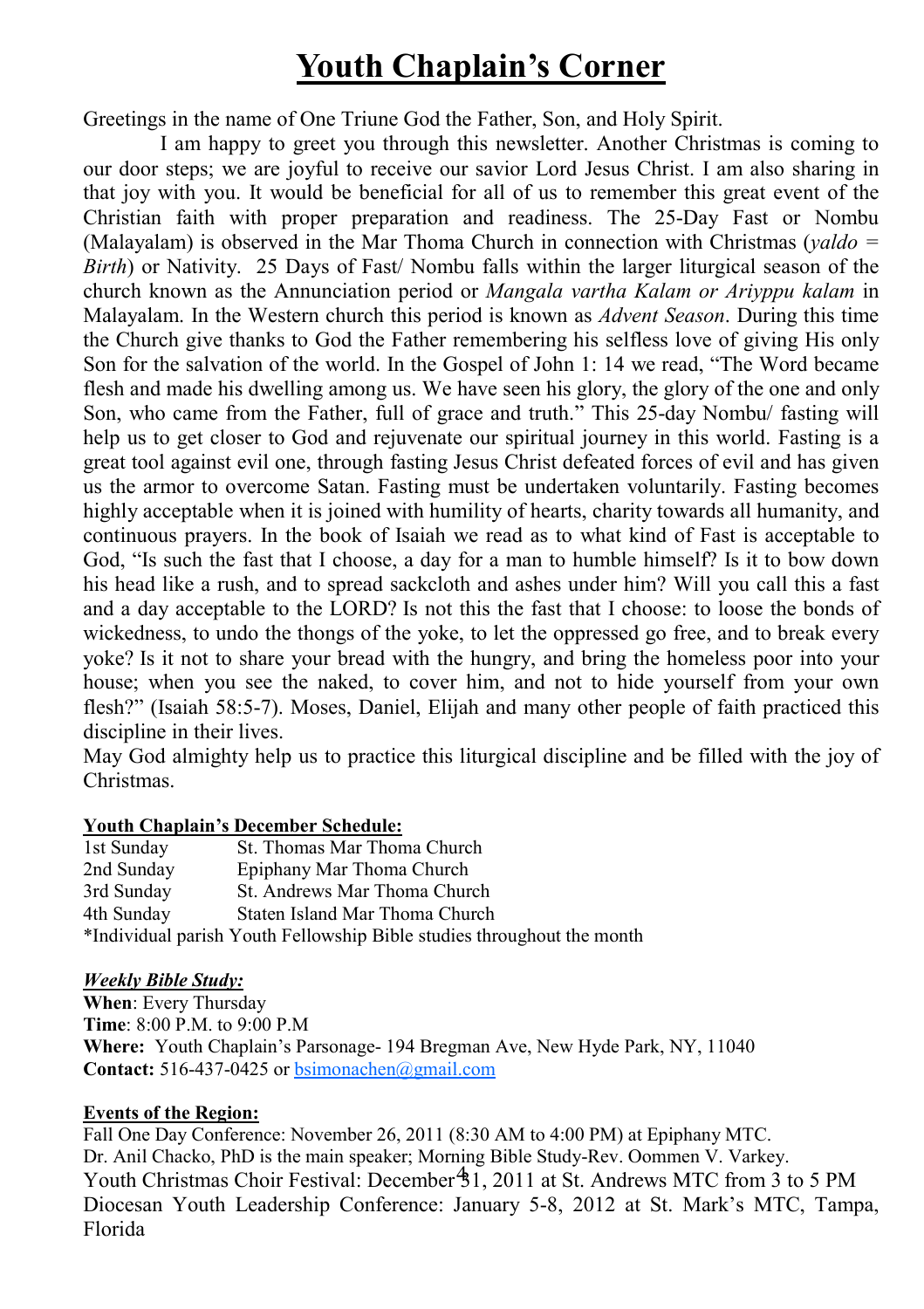# Youth Chaplain's Corner

Greetings in the name of One Triune God the Father, Son, and Holy Spirit.

I am happy to greet you through this newsletter. Another Christmas is coming to our door steps; we are joyful to receive our savior Lord Jesus Christ. I am also sharing in that joy with you. It would be beneficial for all of us to remember this great event of the Christian faith with proper preparation and readiness. The 25-Day Fast or Nombu (Malayalam) is observed in the Mar Thoma Church in connection with Christmas (*yaldo = Birth*) or Nativity. 25 Days of Fast/ Nombu falls within the larger liturgical season of the church known as the Annunciation period or *Mangala vartha Kalam or Ariyppu kalam* in Malayalam. In the Western church this period is known as *Advent Season*. During this time the Church give thanks to God the Father remembering his selfless love of giving His only Son for the salvation of the world. In the Gospel of John 1: 14 we read, "The Word became flesh and made his dwelling among us. We have seen his glory, the glory of the one and only Son, who came from the Father, full of grace and truth." This 25-day Nombu/ fasting will help us to get closer to God and rejuvenate our spiritual journey in this world. Fasting is a great tool against evil one, through fasting Jesus Christ defeated forces of evil and has given us the armor to overcome Satan. Fasting must be undertaken voluntarily. Fasting becomes highly acceptable when it is joined with humility of hearts, charity towards all humanity, and continuous prayers. In the book of Isaiah we read as to what kind of Fast is acceptable to God, "Is such the fast that I choose, a day for a man to humble himself? Is it to bow down his head like a rush, and to spread sackcloth and ashes under him? Will you call this a fast and a day acceptable to the LORD? Is not this the fast that I choose: to loose the bonds of wickedness, to undo the thongs of the yoke, to let the oppressed go free, and to break every yoke? Is it not to share your bread with the hungry, and bring the homeless poor into your house; when you see the naked, to cover him, and not to hide yourself from your own flesh?" (Isaiah 58:5-7). Moses, Daniel, Elijah and many other people of faith practiced this discipline in their lives.

May God almighty help us to practice this liturgical discipline and be filled with the joy of Christmas.

**Youth Chaplain's December Schedule:**

| | |
|---|---|
| 1st Sunday | St. Thomas Mar Thoma Church |
| 2nd Sunday | Epiphany Mar Thoma Church |
| 3rd Sunday | St. Andrews Mar Thoma Church |
| 4th Sunday | Staten Island Mar Thoma Church |

*Individual parish Youth Fellowship Bible studies throughout the month

***Weekly Bible Study:***

**When**: Every Thursday
**Time**: 8:00 P.M. to 9:00 P.M
**Where:** Youth Chaplain's Parsonage- 194 Bregman Ave, New Hyde Park, NY, 11040
**Contact:** 516-437-0425 or bsimonachen@gmail.com

**Events of the Region:**

Fall One Day Conference: November 26, 2011 (8:30 AM to 4:00 PM) at Epiphany MTC.
Dr. Anil Chacko, PhD is the main speaker; Morning Bible Study-Rev. Oommen V. Varkey.
Youth Christmas Choir Festival: December 31, 2011 at St. Andrews MTC from 3 to 5 PM
Diocesan Youth Leadership Conference: January 5-8, 2012 at St. Mark's MTC, Tampa, Florida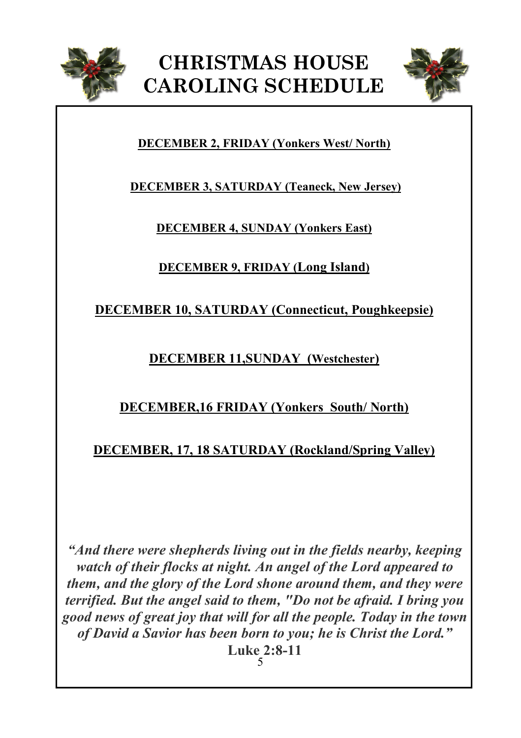# CHRISTMAS HOUSE CAROLING SCHEDULE

**DECEMBER 2, FRIDAY (Yonkers West/ North)**

**DECEMBER 3, SATURDAY (Teaneck, New Jersey)**

**DECEMBER 4, SUNDAY (Yonkers East)**

**DECEMBER 9, FRIDAY (Long Island)**

**DECEMBER 10, SATURDAY (Connecticut, Poughkeepsie)**

**DECEMBER 11,SUNDAY (Westchester)**

**DECEMBER,16 FRIDAY (Yonkers South/ North)**

**DECEMBER, 17, 18 SATURDAY (Rockland/Spring Valley)**

***"And there were shepherds living out in the fields nearby, keeping watch of their flocks at night. An angel of the Lord appeared to them, and the glory of the Lord shone around them, and they were terrified. But the angel said to them, "Do not be afraid. I bring you good news of great joy that will for all the people. Today in the town of David a Savior has been born to you; he is Christ the Lord."***

**Luke 2:8-11**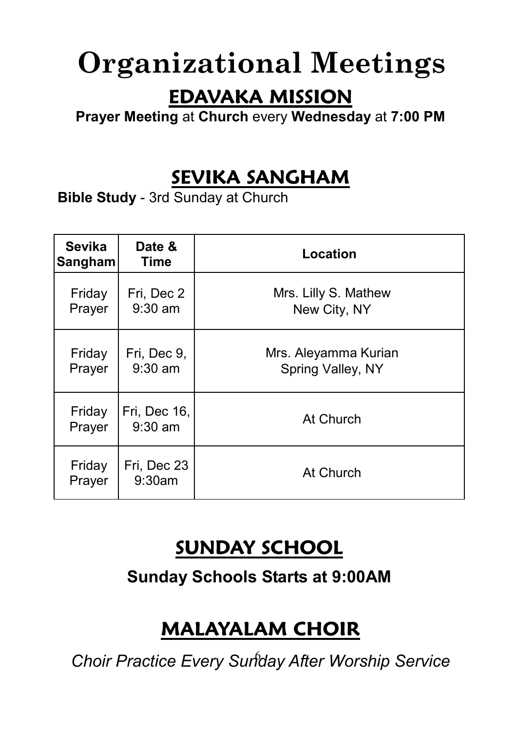# Organizational Meetings

## EDAVAKA MISSION

**Prayer Meeting** at **Church** every **Wednesday** at **7:00 PM**

## SEVIKA SANGHAM

**Bible Study** - 3rd Sunday at Church

| Sevika Sangham | Date & Time | Location |
|---|---|---|
| Friday Prayer | Fri, Dec 2 9:30 am | Mrs. Lilly S. Mathew New City, NY |
| Friday Prayer | Fri, Dec 9, 9:30 am | Mrs. Aleyamma Kurian Spring Valley, NY |
| Friday Prayer | Fri, Dec 16, 9:30 am | At Church |
| Friday Prayer | Fri, Dec 23 9:30am | At Church |

## SUNDAY SCHOOL

**Sunday Schools Starts at 9:00AM**

## MALAYALAM CHOIR

*Choir Practice Every Sunday After Worship Service*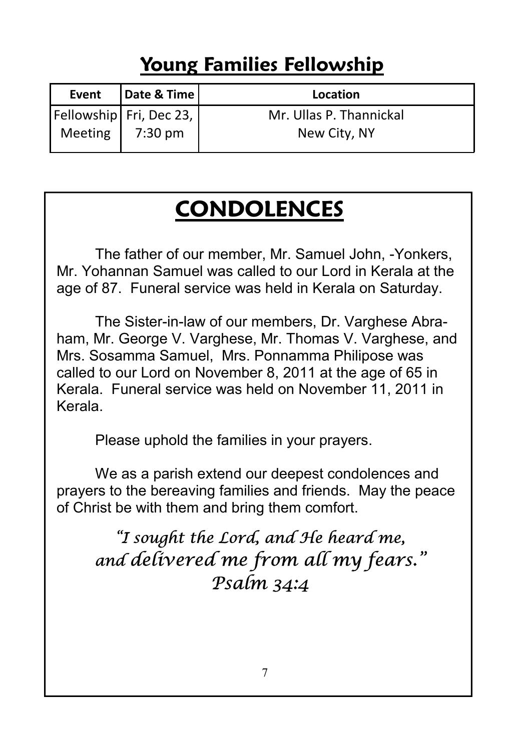## Young Families Fellowship

| Event | Date & Time | Location |
| --- | --- | --- |
| Fellowship Meeting | Fri, Dec 23, 7:30 pm | Mr. Ullas P. Thannickal New City, NY |

# CONDOLENCES

The father of our member, Mr. Samuel John, -Yonkers, Mr. Yohannan Samuel was called to our Lord in Kerala at the age of 87. Funeral service was held in Kerala on Saturday.

The Sister-in-law of our members, Dr. Varghese Abraham, Mr. George V. Varghese, Mr. Thomas V. Varghese, and Mrs. Sosamma Samuel, Mrs. Ponnamma Philipose was called to our Lord on November 8, 2011 at the age of 65 in Kerala. Funeral service was held on November 11, 2011 in Kerala.

Please uphold the families in your prayers.

We as a parish extend our deepest condolences and prayers to the bereaving families and friends. May the peace of Christ be with them and bring them comfort.

*"I sought the Lord, and He heard me,*
*and delivered me from all my fears."*
*Psalm 34:4*